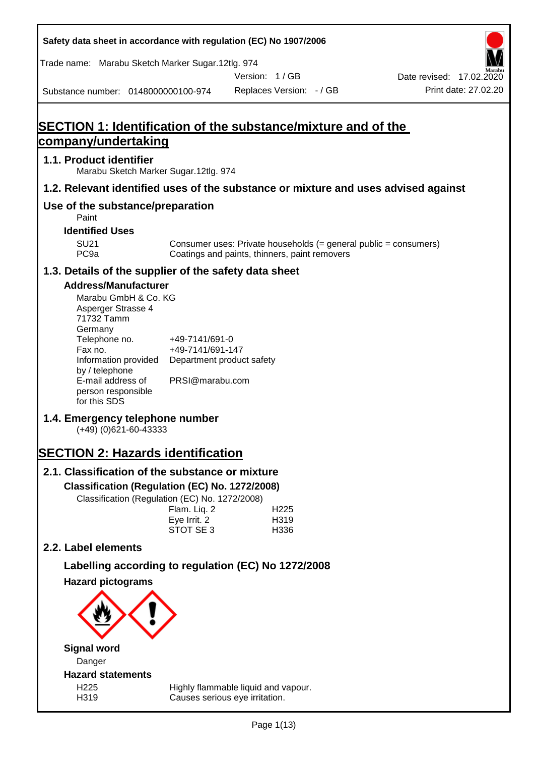Safety data sheet in accordance with regulation (EC) No 1907/2006

Trade name: Marabu Sketch Marker Sugar.12tlg. 974

Version: 1 / GB

Date revised: 17.02.2020

Substance number: 0148000000100-974

Replaces Version: - / GB

Print date: 27.02.20

# SECTION 1: Identification of the substance/mixture and of the company/undertaking

## 1.1. Product identifier

Marabu Sketch Marker Sugar.12tlg. 974

## 1.2. Relevant identified uses of the substance or mixture and uses advised against

## Use of the substance/preparation

Paint

### Identified Uses

| | |
|---|---|
| SU21 | Consumer uses: Private households (= general public = consumers) |
| PC9a | Coatings and paints, thinners, paint removers |

## 1.3. Details of the supplier of the safety data sheet

### Address/Manufacturer

Marabu GmbH & Co. KG
Asperger Strasse 4
71732 Tamm
Germany

| | |
|---|---|
| Telephone no. | +49-7141/691-0 |
| Fax no. | +49-7141/691-147 |
| Information provided by / telephone | Department product safety |
| E-mail address of person responsible for this SDS | PRSI@marabu.com |

## 1.4. Emergency telephone number

(+49) (0)621-60-43333

# SECTION 2: Hazards identification

## 2.1. Classification of the substance or mixture

### Classification (Regulation (EC) No. 1272/2008)

Classification (Regulation (EC) No. 1272/2008)

| | |
|---|---|
| Flam. Liq. 2 | H225 |
| Eye Irrit. 2 | H319 |
| STOT SE 3 | H336 |

## 2.2. Label elements

### Labelling according to regulation (EC) No 1272/2008

### Hazard pictograms

### Signal word

Danger

### Hazard statements

| | |
|---|---|
| H225 | Highly flammable liquid and vapour. |
| H319 | Causes serious eye irritation. |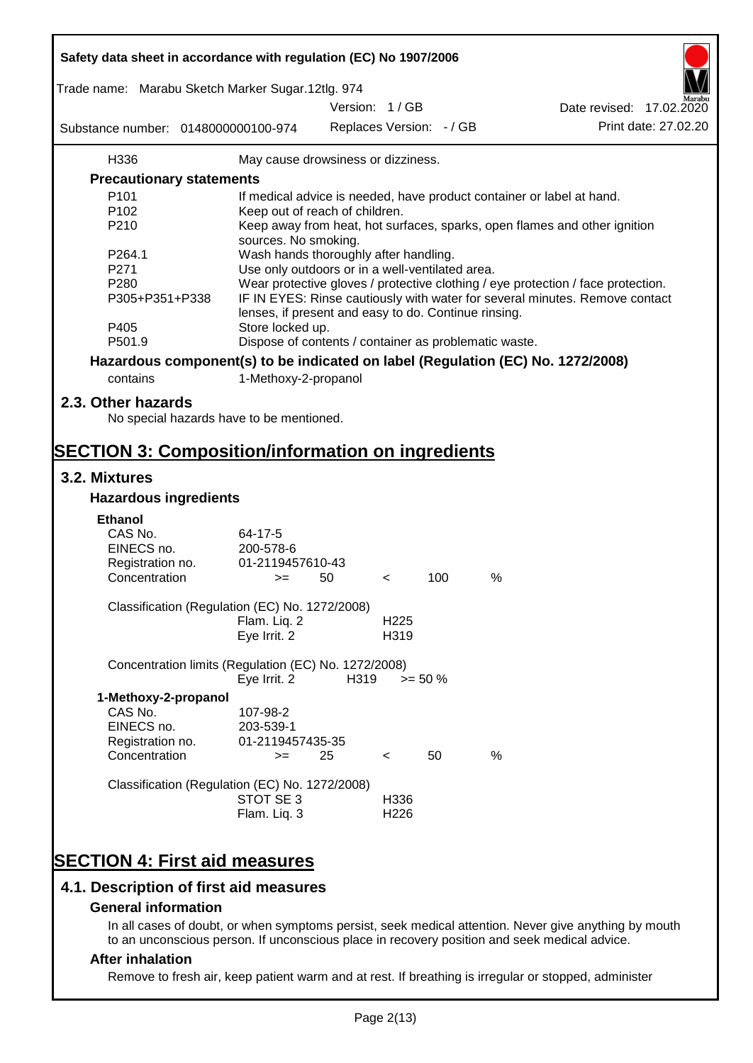| | |
|---|---|
| H336 | May cause drowsiness or dizziness. |

**Precautionary statements**

| | |
|---|---|
| P101 | If medical advice is needed, have product container or label at hand. |
| P102 | Keep out of reach of children. |
| P210 | Keep away from heat, hot surfaces, sparks, open flames and other ignition sources. No smoking. |
| P264.1 | Wash hands thoroughly after handling. |
| P271 | Use only outdoors or in a well-ventilated area. |
| P280 | Wear protective gloves / protective clothing / eye protection / face protection. |
| P305+P351+P338 | IF IN EYES: Rinse cautiously with water for several minutes. Remove contact lenses, if present and easy to do. Continue rinsing. |
| P405 | Store locked up. |
| P501.9 | Dispose of contents / container as problematic waste. |

**Hazardous component(s) to be indicated on label (Regulation (EC) No. 1272/2008)**

| | |
|---|---|
| contains | 1-Methoxy-2-propanol |

## 2.3. Other hazards

No special hazards have to be mentioned.

# SECTION 3: Composition/information on ingredients

## 3.2. Mixtures

### Hazardous ingredients

**Ethanol**

| | |
|---|---|
| CAS No. | 64-17-5 |
| EINECS no. | 200-578-6 |
| Registration no. | 01-2119457610-43 |
| Concentration | >= 50 < 100 % |

Classification (Regulation (EC) No. 1272/2008)

| | |
|---|---|
| Flam. Liq. 2 | H225 |
| Eye Irrit. 2 | H319 |

Concentration limits (Regulation (EC) No. 1272/2008)

| | | |
|---|---|---|
| Eye Irrit. 2 | H319 | >= 50 % |

**1-Methoxy-2-propanol**

| | |
|---|---|
| CAS No. | 107-98-2 |
| EINECS no. | 203-539-1 |
| Registration no. | 01-2119457435-35 |
| Concentration | >= 25 < 50 % |

Classification (Regulation (EC) No. 1272/2008)

| | |
|---|---|
| STOT SE 3 | H336 |
| Flam. Liq. 3 | H226 |

# SECTION 4: First aid measures

## 4.1. Description of first aid measures

### General information

In all cases of doubt, or when symptoms persist, seek medical attention. Never give anything by mouth to an unconscious person. If unconscious place in recovery position and seek medical advice.

### After inhalation

Remove to fresh air, keep patient warm and at rest. If breathing is irregular or stopped, administer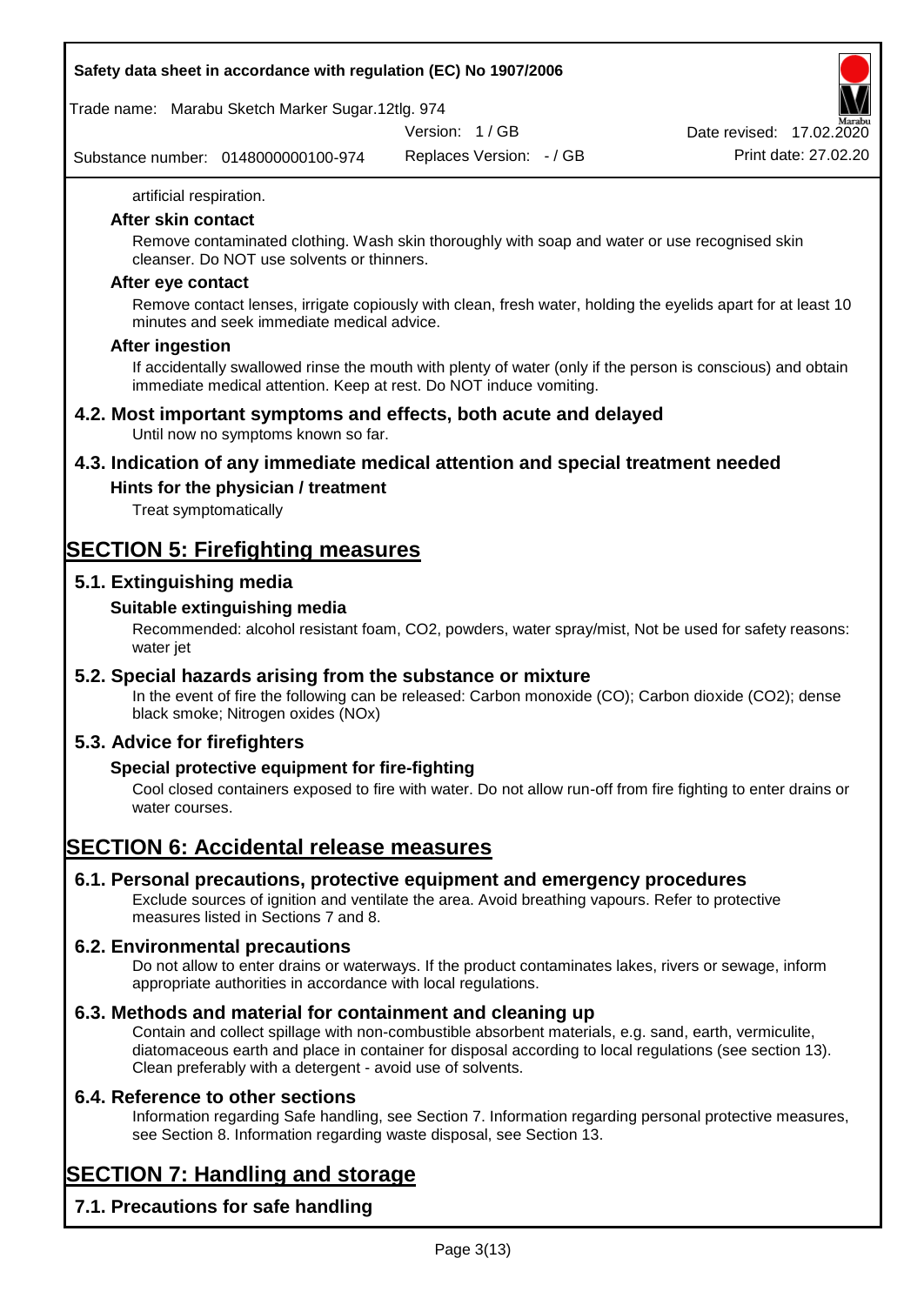artificial respiration.

### After skin contact

Remove contaminated clothing. Wash skin thoroughly with soap and water or use recognised skin cleanser. Do NOT use solvents or thinners.

### After eye contact

Remove contact lenses, irrigate copiously with clean, fresh water, holding the eyelids apart for at least 10 minutes and seek immediate medical advice.

### After ingestion

If accidentally swallowed rinse the mouth with plenty of water (only if the person is conscious) and obtain immediate medical attention. Keep at rest. Do NOT induce vomiting.

## 4.2. Most important symptoms and effects, both acute and delayed

Until now no symptoms known so far.

## 4.3. Indication of any immediate medical attention and special treatment needed

### Hints for the physician / treatment

Treat symptomatically

# SECTION 5: Firefighting measures

## 5.1. Extinguishing media

### Suitable extinguishing media

Recommended: alcohol resistant foam, $CO_2$, powders, water spray/mist, Not be used for safety reasons: water jet

## 5.2. Special hazards arising from the substance or mixture

In the event of fire the following can be released: Carbon monoxide (CO); Carbon dioxide ($CO_2$); dense black smoke; Nitrogen oxides (NOx)

## 5.3. Advice for firefighters

### Special protective equipment for fire-fighting

Cool closed containers exposed to fire with water. Do not allow run-off from fire fighting to enter drains or water courses.

# SECTION 6: Accidental release measures

## 6.1. Personal precautions, protective equipment and emergency procedures

Exclude sources of ignition and ventilate the area. Avoid breathing vapours. Refer to protective measures listed in Sections 7 and 8.

## 6.2. Environmental precautions

Do not allow to enter drains or waterways. If the product contaminates lakes, rivers or sewage, inform appropriate authorities in accordance with local regulations.

## 6.3. Methods and material for containment and cleaning up

Contain and collect spillage with non-combustible absorbent materials, e.g. sand, earth, vermiculite, diatomaceous earth and place in container for disposal according to local regulations (see section 13). Clean preferably with a detergent - avoid use of solvents.

## 6.4. Reference to other sections

Information regarding Safe handling, see Section 7. Information regarding personal protective measures, see Section 8. Information regarding waste disposal, see Section 13.

# SECTION 7: Handling and storage

## 7.1. Precautions for safe handling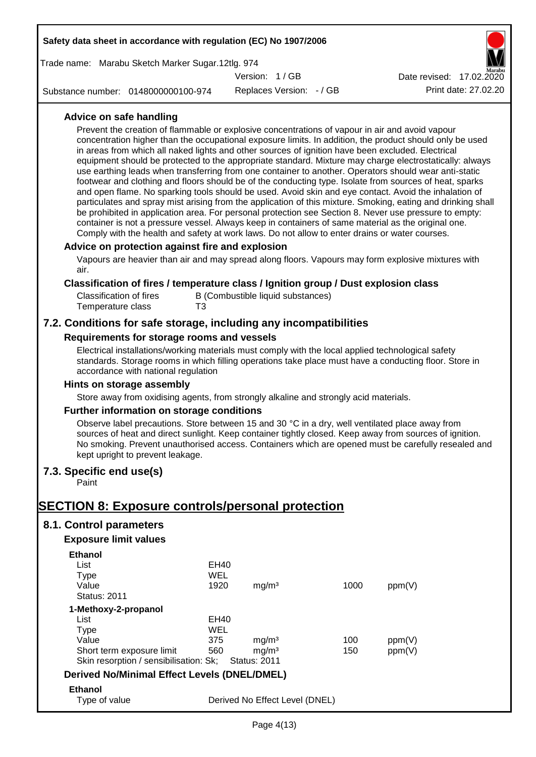### Advice on safe handling

Prevent the creation of flammable or explosive concentrations of vapour in air and avoid vapour concentration higher than the occupational exposure limits. In addition, the product should only be used in areas from which all naked lights and other sources of ignition have been excluded. Electrical equipment should be protected to the appropriate standard. Mixture may charge electrostatically: always use earthing leads when transferring from one container to another. Operators should wear anti-static footwear and clothing and floors should be of the conducting type. Isolate from sources of heat, sparks and open flame. No sparking tools should be used. Avoid skin and eye contact. Avoid the inhalation of particulates and spray mist arising from the application of this mixture. Smoking, eating and drinking shall be prohibited in application area. For personal protection see Section 8. Never use pressure to empty: container is not a pressure vessel. Always keep in containers of same material as the original one. Comply with the health and safety at work laws. Do not allow to enter drains or water courses.

### Advice on protection against fire and explosion

Vapours are heavier than air and may spread along floors. Vapours may form explosive mixtures with air.

### Classification of fires / temperature class / Ignition group / Dust explosion class

| | |
|---|---|
| Classification of fires | B (Combustible liquid substances) |
| Temperature class | T3 |

## 7.2. Conditions for safe storage, including any incompatibilities

### Requirements for storage rooms and vessels

Electrical installations/working materials must comply with the local applied technological safety standards. Storage rooms in which filling operations take place must have a conducting floor. Store in accordance with national regulation

### Hints on storage assembly

Store away from oxidising agents, from strongly alkaline and strongly acid materials.

### Further information on storage conditions

Observe label precautions. Store between 15 and 30 °C in a dry, well ventilated place away from sources of heat and direct sunlight. Keep container tightly closed. Keep away from sources of ignition. No smoking. Prevent unauthorised access. Containers which are opened must be carefully resealed and kept upright to prevent leakage.

## 7.3. Specific end use(s)

Paint

# SECTION 8: Exposure controls/personal protection

## 8.1. Control parameters

### Exposure limit values

**Ethanol**

| | | | | |
|---|---|---|---|---|
| List | EH40 | | | |
| Type | WEL | | | |
| Value | 1920 | mg/m³ | 1000 | ppm(V) |
| Status: 2011 | | | | |

**1-Methoxy-2-propanol**

| | | | | |
|---|---|---|---|---|
| List | EH40 | | | |
| Type | WEL | | | |
| Value | 375 | mg/m³ | 100 | ppm(V) |
| Short term exposure limit | 560 | mg/m³ | 150 | ppm(V) |
| Skin resorption / sensibilisation: Sk; | Status: 2011 | | | |

### Derived No/Minimal Effect Levels (DNEL/DMEL)

**Ethanol**

| | |
|---|---|
| Type of value | Derived No Effect Level (DNEL) |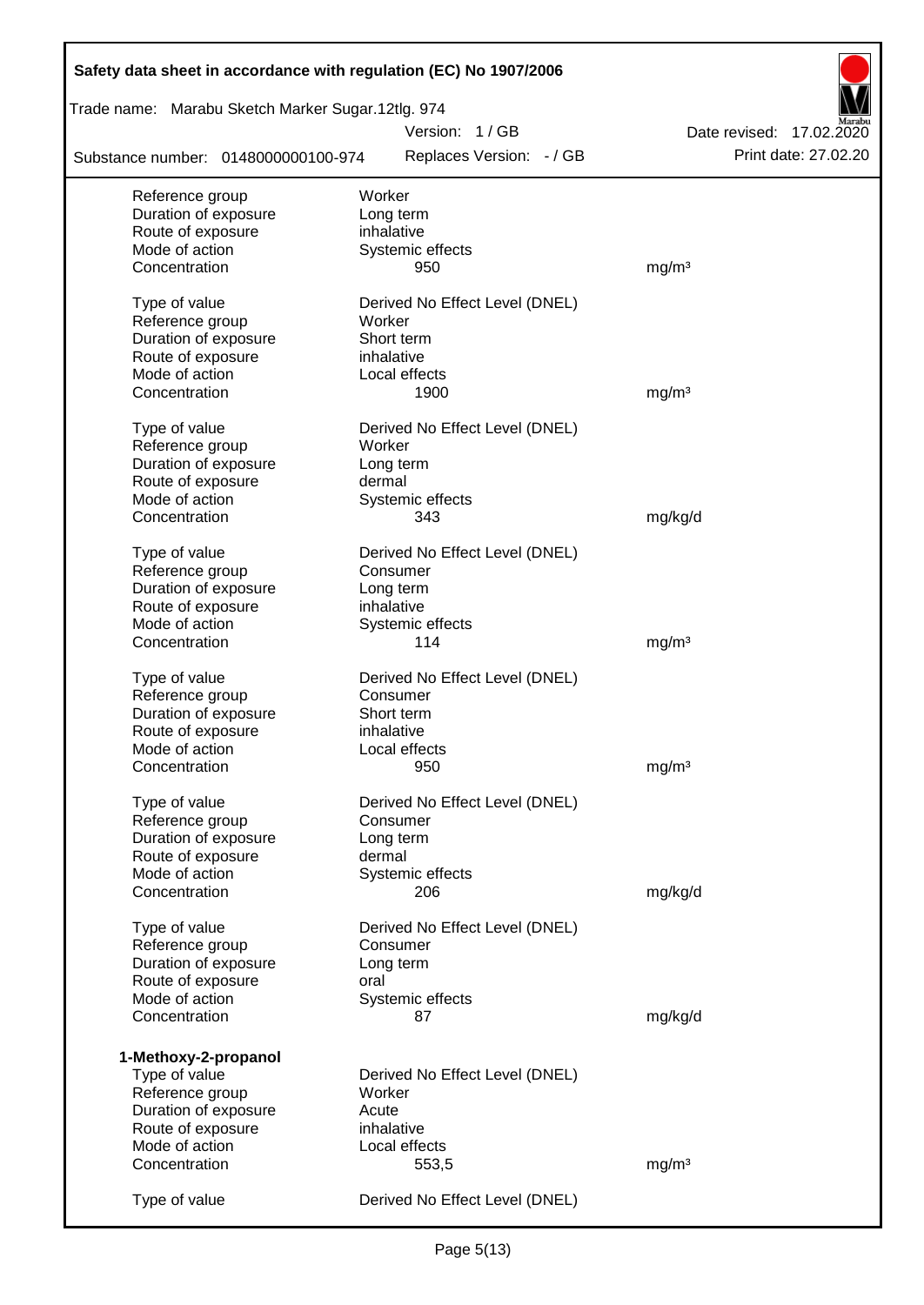| | | |
|---|---|---|
| Reference group | Worker | |
| Duration of exposure | Long term | |
| Route of exposure | inhalative | |
| Mode of action | Systemic effects | |
| Concentration | 950 | mg/m³ |

| | | |
|---|---|---|
| Type of value | Derived No Effect Level (DNEL) | |
| Reference group | Worker | |
| Duration of exposure | Short term | |
| Route of exposure | inhalative | |
| Mode of action | Local effects | |
| Concentration | 1900 | mg/m³ |

| | | |
|---|---|---|
| Type of value | Derived No Effect Level (DNEL) | |
| Reference group | Worker | |
| Duration of exposure | Long term | |
| Route of exposure | dermal | |
| Mode of action | Systemic effects | |
| Concentration | 343 | mg/kg/d |

| | | |
|---|---|---|
| Type of value | Derived No Effect Level (DNEL) | |
| Reference group | Consumer | |
| Duration of exposure | Long term | |
| Route of exposure | inhalative | |
| Mode of action | Systemic effects | |
| Concentration | 114 | mg/m³ |

| | | |
|---|---|---|
| Type of value | Derived No Effect Level (DNEL) | |
| Reference group | Consumer | |
| Duration of exposure | Short term | |
| Route of exposure | inhalative | |
| Mode of action | Local effects | |
| Concentration | 950 | mg/m³ |

| | | |
|---|---|---|
| Type of value | Derived No Effect Level (DNEL) | |
| Reference group | Consumer | |
| Duration of exposure | Long term | |
| Route of exposure | dermal | |
| Mode of action | Systemic effects | |
| Concentration | 206 | mg/kg/d |

| | | |
|---|---|---|
| Type of value | Derived No Effect Level (DNEL) | |
| Reference group | Consumer | |
| Duration of exposure | Long term | |
| Route of exposure | oral | |
| Mode of action | Systemic effects | |
| Concentration | 87 | mg/kg/d |

**1-Methoxy-2-propanol**

| | | |
|---|---|---|
| Type of value | Derived No Effect Level (DNEL) | |
| Reference group | Worker | |
| Duration of exposure | Acute | |
| Route of exposure | inhalative | |
| Mode of action | Local effects | |
| Concentration | 553,5 | mg/m³ |

| | | |
|---|---|---|
| Type of value | Derived No Effect Level (DNEL) | |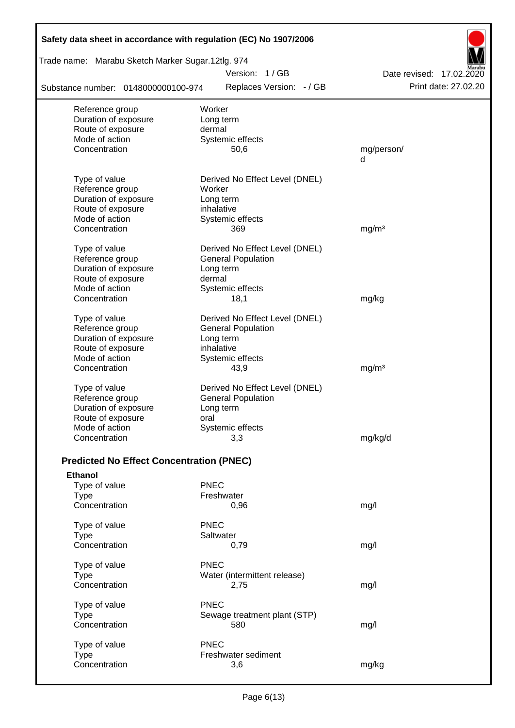| | | |
|---|---|---|
| Reference group | Worker | |
| Duration of exposure | Long term | |
| Route of exposure | dermal | |
| Mode of action | Systemic effects | |
| Concentration | 50,6 | mg/person/d |

| | | |
|---|---|---|
| Type of value | Derived No Effect Level (DNEL) | |
| Reference group | Worker | |
| Duration of exposure | Long term | |
| Route of exposure | inhalative | |
| Mode of action | Systemic effects | |
| Concentration | 369 | mg/m³ |

| | | |
|---|---|---|
| Type of value | Derived No Effect Level (DNEL) | |
| Reference group | General Population | |
| Duration of exposure | Long term | |
| Route of exposure | dermal | |
| Mode of action | Systemic effects | |
| Concentration | 18,1 | mg/kg |

| | | |
|---|---|---|
| Type of value | Derived No Effect Level (DNEL) | |
| Reference group | General Population | |
| Duration of exposure | Long term | |
| Route of exposure | inhalative | |
| Mode of action | Systemic effects | |
| Concentration | 43,9 | mg/m³ |

| | | |
|---|---|---|
| Type of value | Derived No Effect Level (DNEL) | |
| Reference group | General Population | |
| Duration of exposure | Long term | |
| Route of exposure | oral | |
| Mode of action | Systemic effects | |
| Concentration | 3,3 | mg/kg/d |

## Predicted No Effect Concentration (PNEC)

**Ethanol**

| | | |
|---|---|---|
| Type of value | PNEC | |
| Type | Freshwater | |
| Concentration | 0,96 | mg/l |

| | | |
|---|---|---|
| Type of value | PNEC | |
| Type | Saltwater | |
| Concentration | 0,79 | mg/l |

| | | |
|---|---|---|
| Type of value | PNEC | |
| Type | Water (intermittent release) | |
| Concentration | 2,75 | mg/l |

| | | |
|---|---|---|
| Type of value | PNEC | |
| Type | Sewage treatment plant (STP) | |
| Concentration | 580 | mg/l |

| | | |
|---|---|---|
| Type of value | PNEC | |
| Type | Freshwater sediment | |
| Concentration | 3,6 | mg/kg |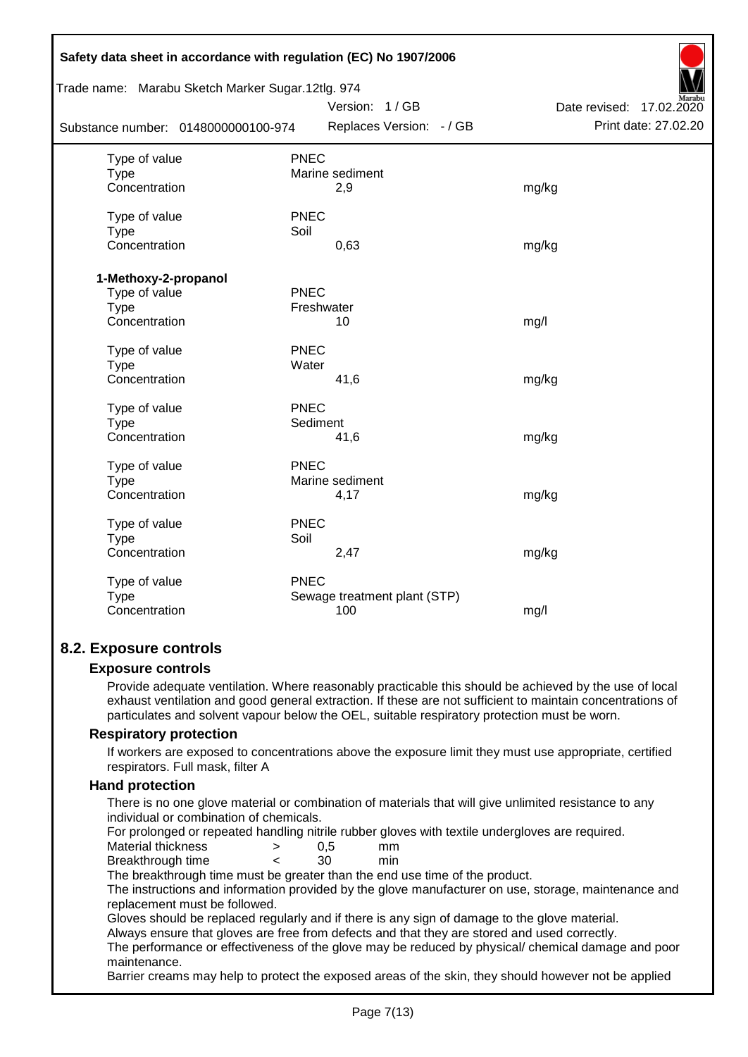| | | |
|---|---|---|
| Type of value | PNEC | |
| Type | Marine sediment | |
| Concentration | 2,9 | mg/kg |
| Type of value | PNEC | |
| Type | Soil | |
| Concentration | 0,63 | mg/kg |

**1-Methoxy-2-propanol**

| | | |
|---|---|---|
| Type of value | PNEC | |
| Type | Freshwater | |
| Concentration | 10 | mg/l |
| Type of value | PNEC | |
| Type | Water | |
| Concentration | 41,6 | mg/kg |
| Type of value | PNEC | |
| Type | Sediment | |
| Concentration | 41,6 | mg/kg |
| Type of value | PNEC | |
| Type | Marine sediment | |
| Concentration | 4,17 | mg/kg |
| Type of value | PNEC | |
| Type | Soil | |
| Concentration | 2,47 | mg/kg |
| Type of value | PNEC | |
| Type | Sewage treatment plant (STP) | |
| Concentration | 100 | mg/l |

## 8.2. Exposure controls

### Exposure controls

Provide adequate ventilation. Where reasonably practicable this should be achieved by the use of local exhaust ventilation and good general extraction. If these are not sufficient to maintain concentrations of particulates and solvent vapour below the OEL, suitable respiratory protection must be worn.

### Respiratory protection

If workers are exposed to concentrations above the exposure limit they must use appropriate, certified respirators. Full mask, filter A

### Hand protection

There is no one glove material or combination of materials that will give unlimited resistance to any individual or combination of chemicals.

For prolonged or repeated handling nitrile rubber gloves with textile undergloves are required.

| | | | |
|---|---|---|---|
| Material thickness | > | 0,5 | mm |
| Breakthrough time | < | 30 | min |

The breakthrough time must be greater than the end use time of the product.

The instructions and information provided by the glove manufacturer on use, storage, maintenance and replacement must be followed.

Gloves should be replaced regularly and if there is any sign of damage to the glove material.

Always ensure that gloves are free from defects and that they are stored and used correctly.

The performance or effectiveness of the glove may be reduced by physical/ chemical damage and poor maintenance.

Barrier creams may help to protect the exposed areas of the skin, they should however not be applied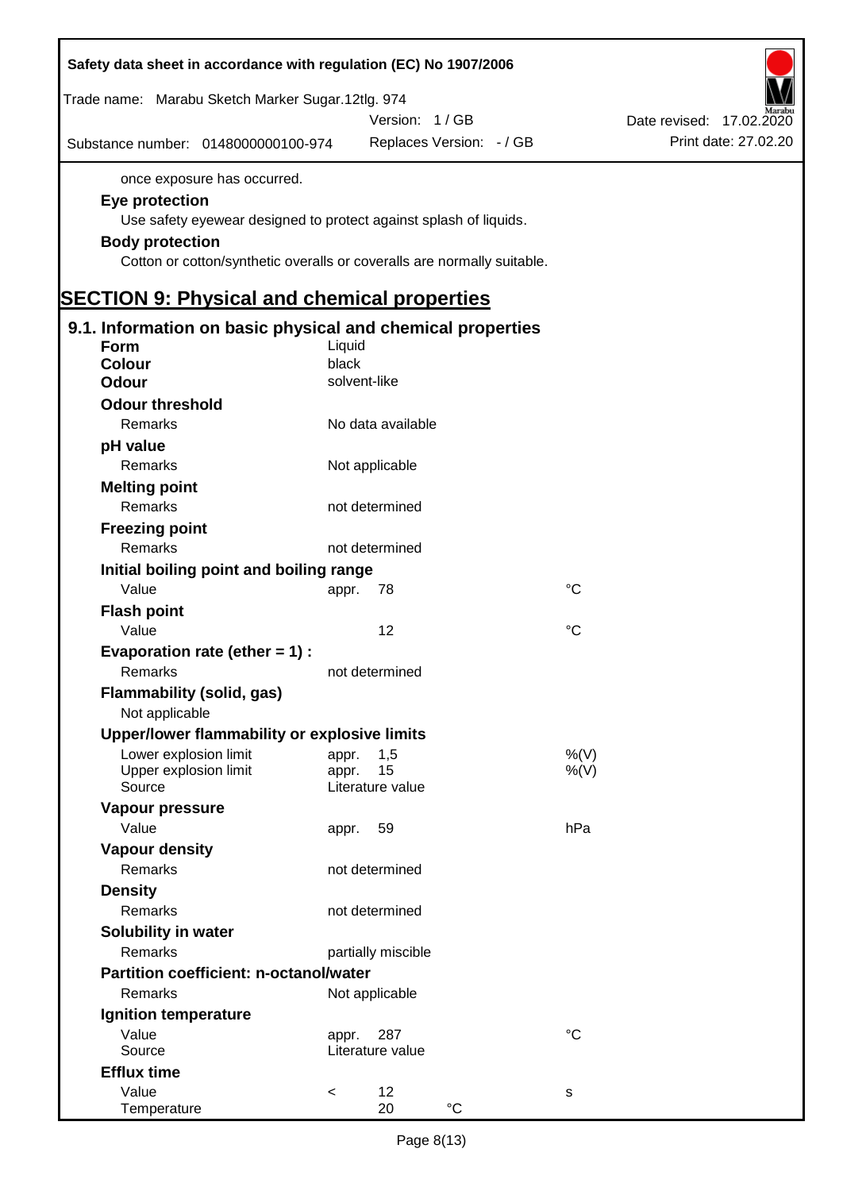once exposure has occurred.

**Eye protection**

Use safety eyewear designed to protect against splash of liquids.

**Body protection**

Cotton or cotton/synthetic overalls or coveralls are normally suitable.

# SECTION 9: Physical and chemical properties

## 9.1. Information on basic physical and chemical properties

| | | | |
|---|---|---|---|
| **Form** | Liquid | | |
| **Colour** | black | | |
| **Odour** | solvent-like | | |
| **Odour threshold** | | | |
| Remarks | No data available | | |
| **pH value** | | | |
| Remarks | Not applicable | | |
| **Melting point** | | | |
| Remarks | not determined | | |
| **Freezing point** | | | |
| Remarks | not determined | | |
| **Initial boiling point and boiling range** | | | |
| Value | appr. | 78 | °C |
| **Flash point** | | | |
| Value | | 12 | °C |
| **Evaporation rate (ether = 1) :** | | | |
| Remarks | not determined | | |
| **Flammability (solid, gas)** | | | |
| Not applicable | | | |
| **Upper/lower flammability or explosive limits** | | | |
| Lower explosion limit | appr. | 1,5 | %(V) |
| Upper explosion limit | appr. | 15 | %(V) |
| Source | Literature value | | |
| **Vapour pressure** | | | |
| Value | appr. | 59 | hPa |
| **Vapour density** | | | |
| Remarks | not determined | | |
| **Density** | | | |
| Remarks | not determined | | |
| **Solubility in water** | | | |
| Remarks | partially miscible | | |
| **Partition coefficient: n-octanol/water** | | | |
| Remarks | Not applicable | | |
| **Ignition temperature** | | | |
| Value | appr. | 287 | °C |
| Source | Literature value | | |
| **Efflux time** | | | |
| Value | < | 12 | s |
| Temperature | | 20 °C | |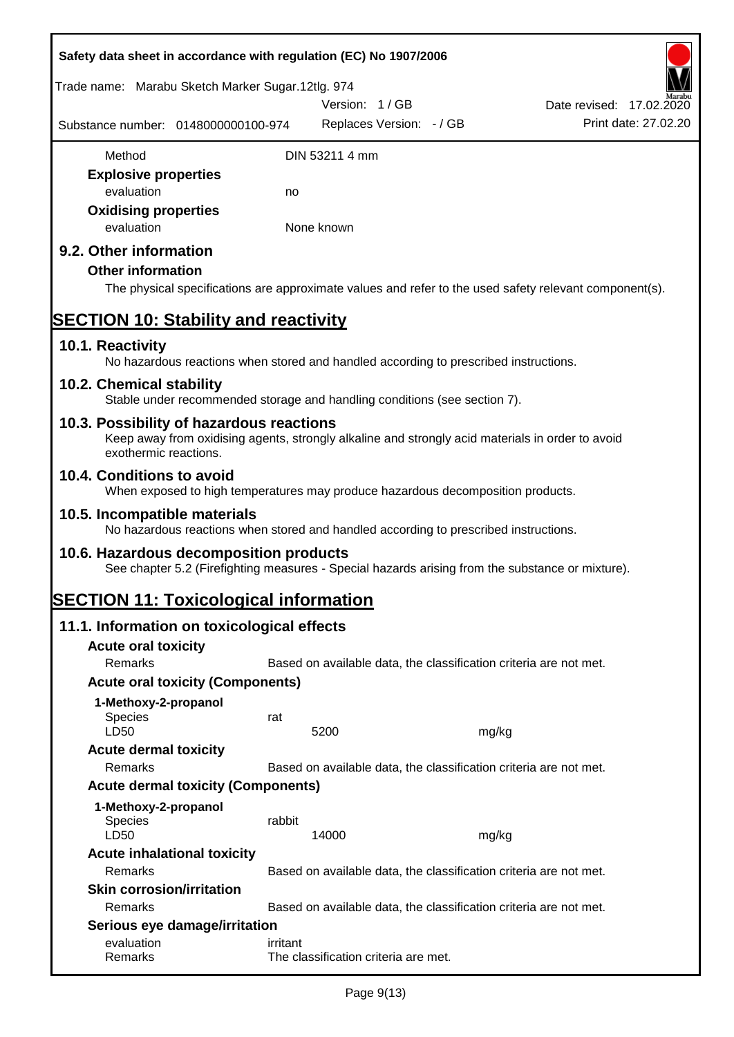| | |
|---|---|
| Method | DIN 53211 4 mm |

**Explosive properties**

| | |
|---|---|
| evaluation | no |

**Oxidising properties**

| | |
|---|---|
| evaluation | None known |

## 9.2. Other information

**Other information**

The physical specifications are approximate values and refer to the used safety relevant component(s).

# SECTION 10: Stability and reactivity

## 10.1. Reactivity

No hazardous reactions when stored and handled according to prescribed instructions.

## 10.2. Chemical stability

Stable under recommended storage and handling conditions (see section 7).

## 10.3. Possibility of hazardous reactions

Keep away from oxidising agents, strongly alkaline and strongly acid materials in order to avoid exothermic reactions.

## 10.4. Conditions to avoid

When exposed to high temperatures may produce hazardous decomposition products.

## 10.5. Incompatible materials

No hazardous reactions when stored and handled according to prescribed instructions.

## 10.6. Hazardous decomposition products

See chapter 5.2 (Firefighting measures - Special hazards arising from the substance or mixture).

# SECTION 11: Toxicological information

## 11.1. Information on toxicological effects

**Acute oral toxicity**

| | |
|---|---|
| Remarks | Based on available data, the classification criteria are not met. |

**Acute oral toxicity (Components)**

**1-Methoxy-2-propanol**

| | | |
|---|---|---|
| Species | rat | |
| LD50 | 5200 | mg/kg |

**Acute dermal toxicity**

| | |
|---|---|
| Remarks | Based on available data, the classification criteria are not met. |

**Acute dermal toxicity (Components)**

**1-Methoxy-2-propanol**

| | | |
|---|---|---|
| Species | rabbit | |
| LD50 | 14000 | mg/kg |

**Acute inhalational toxicity**

| | |
|---|---|
| Remarks | Based on available data, the classification criteria are not met. |

**Skin corrosion/irritation**

| | |
|---|---|
| Remarks | Based on available data, the classification criteria are not met. |

**Serious eye damage/irritation**

| | |
|---|---|
| evaluation | irritant |
| Remarks | The classification criteria are met. |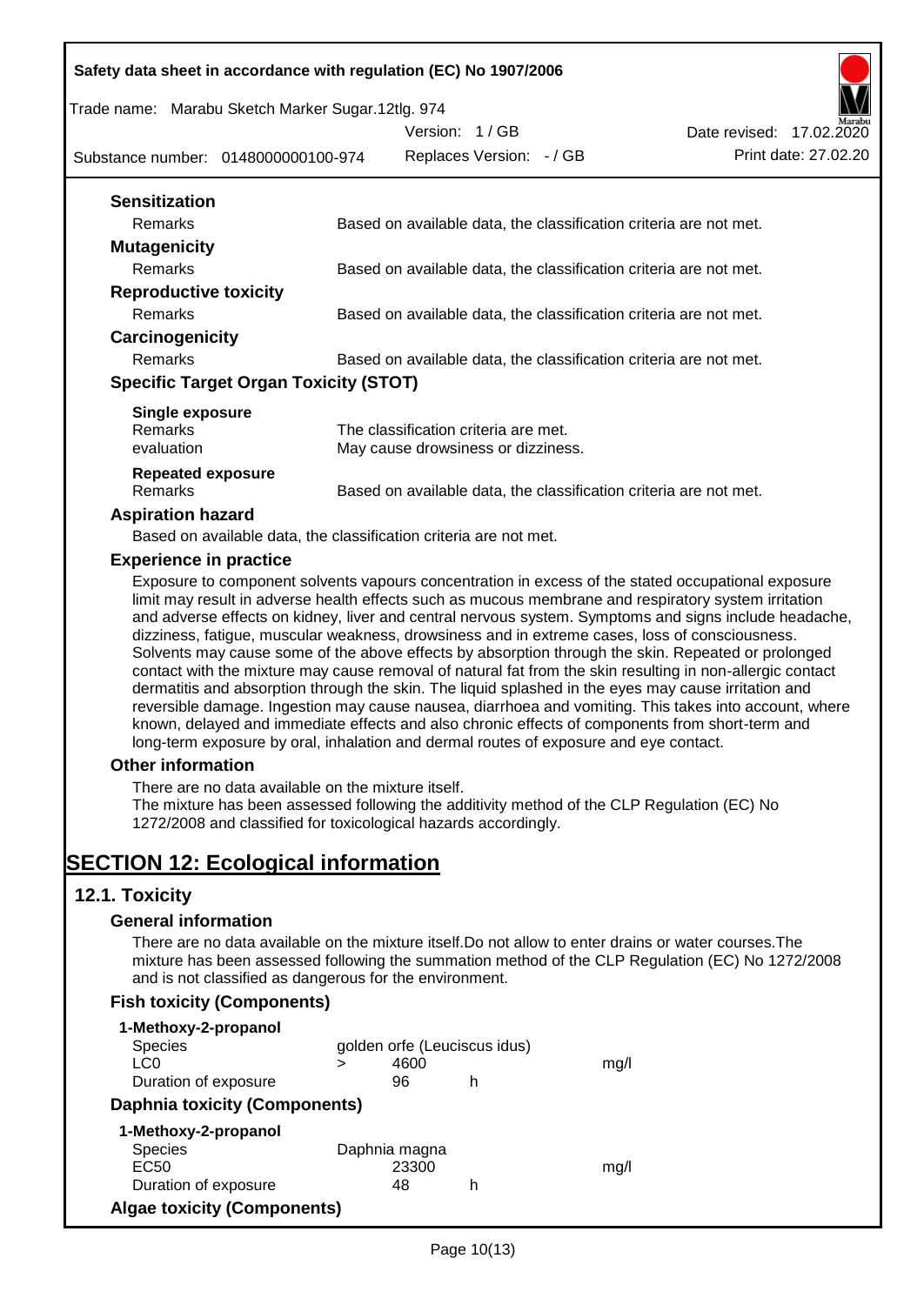### Sensitization

| | |
|---|---|
| Remarks | Based on available data, the classification criteria are not met. |

### Mutagenicity

| | |
|---|---|
| Remarks | Based on available data, the classification criteria are not met. |

### Reproductive toxicity

| | |
|---|---|
| Remarks | Based on available data, the classification criteria are not met. |

### Carcinogenicity

| | |
|---|---|
| Remarks | Based on available data, the classification criteria are not met. |

### Specific Target Organ Toxicity (STOT)

**Single exposure**

| | |
|---|---|
| Remarks | The classification criteria are met. |
| evaluation | May cause drowsiness or dizziness. |

**Repeated exposure**

| | |
|---|---|
| Remarks | Based on available data, the classification criteria are not met. |

### Aspiration hazard

Based on available data, the classification criteria are not met.

### Experience in practice

Exposure to component solvents vapours concentration in excess of the stated occupational exposure limit may result in adverse health effects such as mucous membrane and respiratory system irritation and adverse effects on kidney, liver and central nervous system. Symptoms and signs include headache, dizziness, fatigue, muscular weakness, drowsiness and in extreme cases, loss of consciousness. Solvents may cause some of the above effects by absorption through the skin. Repeated or prolonged contact with the mixture may cause removal of natural fat from the skin resulting in non-allergic contact dermatitis and absorption through the skin. The liquid splashed in the eyes may cause irritation and reversible damage. Ingestion may cause nausea, diarrhoea and vomiting. This takes into account, where known, delayed and immediate effects and also chronic effects of components from short-term and long-term exposure by oral, inhalation and dermal routes of exposure and eye contact.

### Other information

There are no data available on the mixture itself.
The mixture has been assessed following the additivity method of the CLP Regulation (EC) No 1272/2008 and classified for toxicological hazards accordingly.

# SECTION 12: Ecological information

## 12.1. Toxicity

### General information

There are no data available on the mixture itself.Do not allow to enter drains or water courses.The mixture has been assessed following the summation method of the CLP Regulation (EC) No 1272/2008 and is not classified as dangerous for the environment.

### Fish toxicity (Components)

**1-Methoxy-2-propanol**

| | | | | |
|---|---|---|---|---|
| Species | golden orfe (Leuciscus idus) | | | |
| LC0 | > | 4600 | | mg/l |
| Duration of exposure | | 96 | h | |

### Daphnia toxicity (Components)

**1-Methoxy-2-propanol**

| | | | |
|---|---|---|---|
| Species | Daphnia magna | | |
| EC50 | 23300 | | mg/l |
| Duration of exposure | 48 | h | |

### Algae toxicity (Components)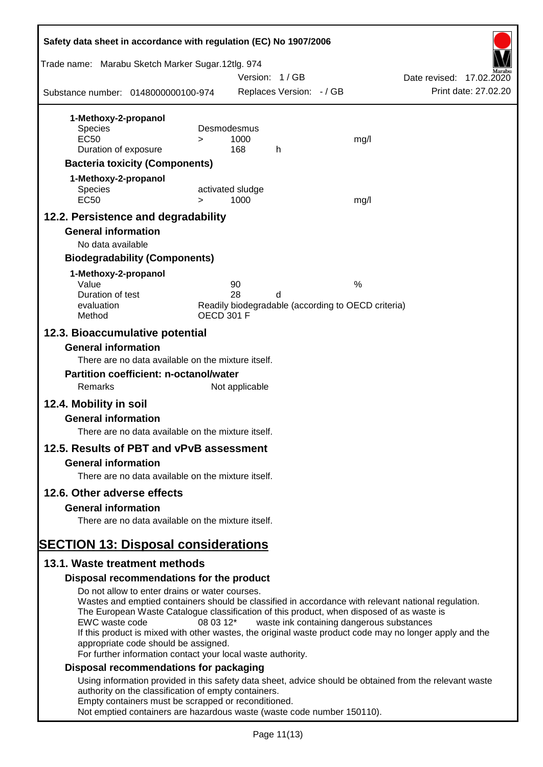**1-Methoxy-2-propanol**

| | | | | |
|---|---|---|---|---|
| Species | Desmodesmus | | | |
| EC50 | > | 1000 | | mg/l |
| Duration of exposure | | 168 | h | |

### Bacteria toxicity (Components)

**1-Methoxy-2-propanol**

| | | | |
|---|---|---|---|
| Species | activated sludge | | |
| EC50 | > | 1000 | mg/l |

## 12.2. Persistence and degradability

### General information

No data available

### Biodegradability (Components)

**1-Methoxy-2-propanol**

| | | | |
|---|---|---|---|
| Value | 90 | | % |
| Duration of test | 28 | d | |
| evaluation | Readily biodegradable (according to OECD criteria) | | |
| Method | OECD 301 F | | |

## 12.3. Bioaccumulative potential

### General information

There are no data available on the mixture itself.

### Partition coefficient: n-octanol/water

Remarks Not applicable

## 12.4. Mobility in soil

### General information

There are no data available on the mixture itself.

## 12.5. Results of PBT and vPvB assessment

### General information

There are no data available on the mixture itself.

## 12.6. Other adverse effects

### General information

There are no data available on the mixture itself.

# SECTION 13: Disposal considerations

## 13.1. Waste treatment methods

### Disposal recommendations for the product

Do not allow to enter drains or water courses.
Wastes and emptied containers should be classified in accordance with relevant national regulation.
The European Waste Catalogue classification of this product, when disposed of as waste is
EWC waste code 08 03 12* waste ink containing dangerous substances
If this product is mixed with other wastes, the original waste product code may no longer apply and the appropriate code should be assigned.
For further information contact your local waste authority.

### Disposal recommendations for packaging

Using information provided in this safety data sheet, advice should be obtained from the relevant waste authority on the classification of empty containers.
Empty containers must be scrapped or reconditioned.
Not emptied containers are hazardous waste (waste code number 150110).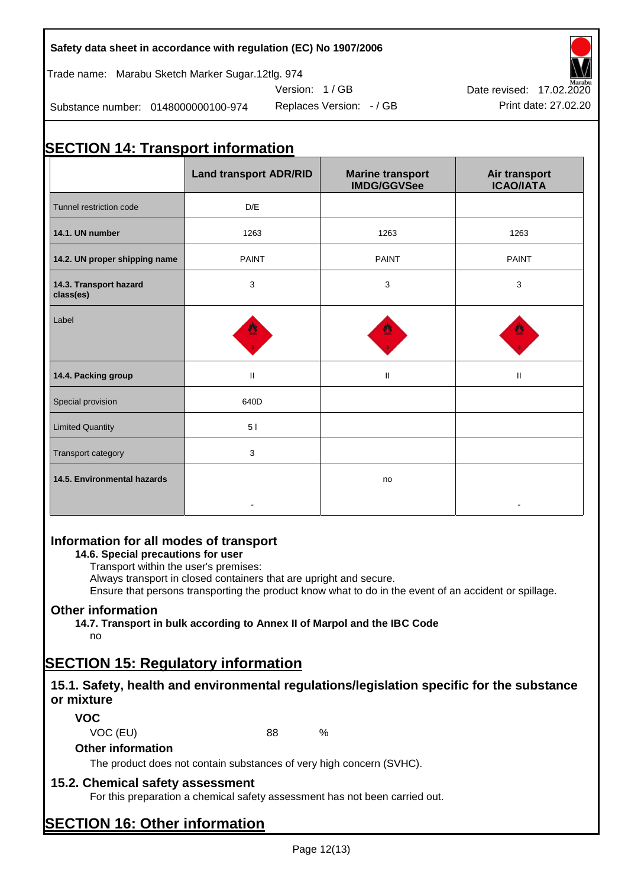Safety data sheet in accordance with regulation (EC) No 1907/2006

Trade name: Marabu Sketch Marker Sugar.12tlg. 974

Version: 1 / GB

Date revised: 17.02.2020

Substance number: 0148000000100-974

Replaces Version: - / GB

Print date: 27.02.20

# SECTION 14: Transport information

| | Land transport ADR/RID | Marine transport IMDG/GGVSee | Air transport ICAO/IATA |
|---|---|---|---|
| Tunnel restriction code | D/E | | |
| **14.1. UN number** | 1263 | 1263 | 1263 |
| **14.2. UN proper shipping name** | PAINT | PAINT | PAINT |
| **14.3. Transport hazard class(es)** | 3 | 3 | 3 |
| Label | | | |
| **14.4. Packing group** | II | II | II |
| Special provision | 640D | | |
| Limited Quantity | 5 l | | |
| Transport category | 3 | | |
| **14.5. Environmental hazards** | - | no | - |

## Information for all modes of transport

### 14.6. Special precautions for user

Transport within the user's premises:
Always transport in closed containers that are upright and secure.
Ensure that persons transporting the product know what to do in the event of an accident or spillage.

## Other information

### 14.7. Transport in bulk according to Annex II of Marpol and the IBC Code

no

# SECTION 15: Regulatory information

## 15.1. Safety, health and environmental regulations/legislation specific for the substance or mixture

### VOC

VOC (EU) 88 %

### Other information

The product does not contain substances of very high concern (SVHC).

## 15.2. Chemical safety assessment

For this preparation a chemical safety assessment has not been carried out.

# SECTION 16: Other information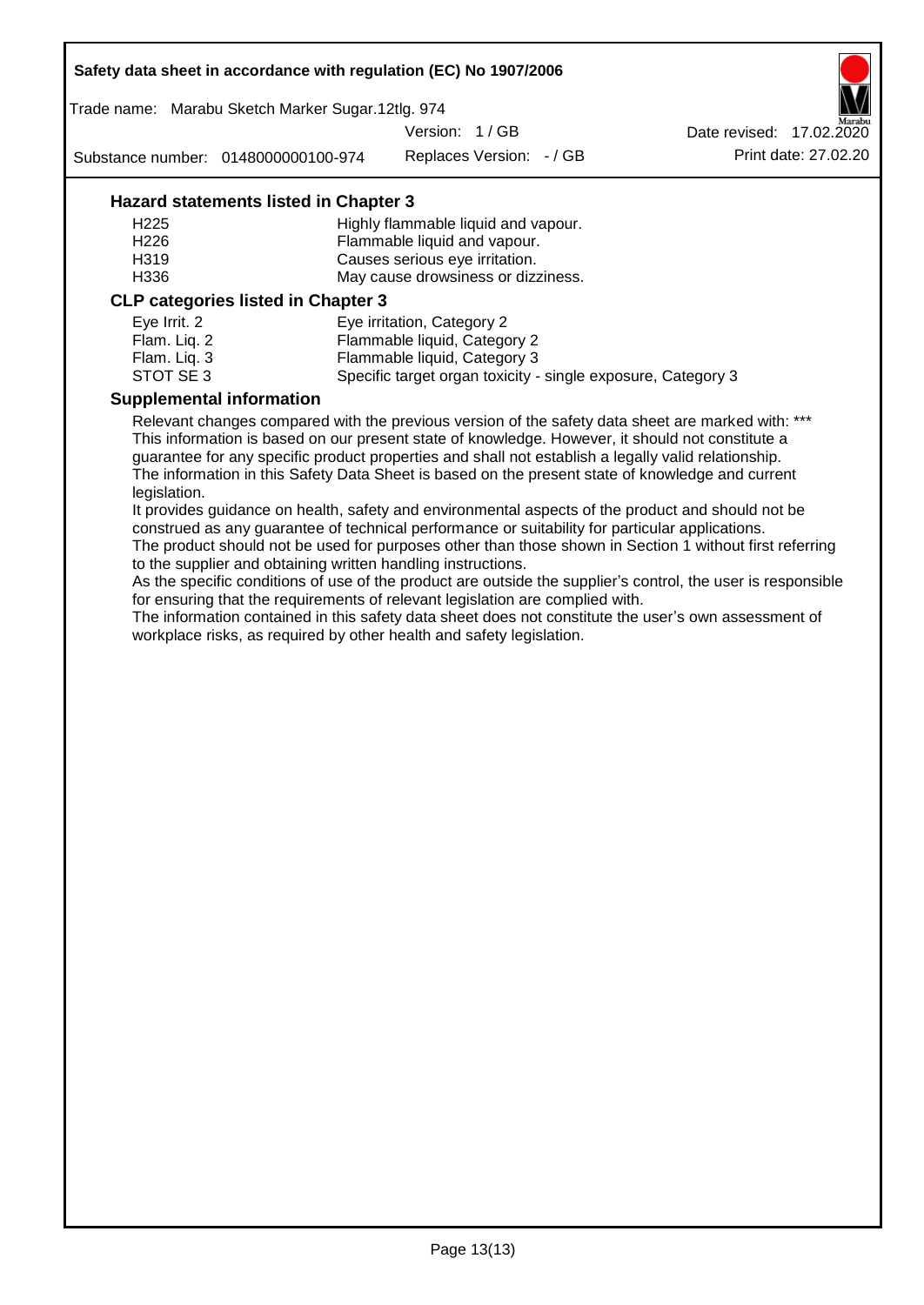### Hazard statements listed in Chapter 3

| | |
|---|---|
| H225 | Highly flammable liquid and vapour. |
| H226 | Flammable liquid and vapour. |
| H319 | Causes serious eye irritation. |
| H336 | May cause drowsiness or dizziness. |

### CLP categories listed in Chapter 3

| | |
|---|---|
| Eye Irrit. 2 | Eye irritation, Category 2 |
| Flam. Liq. 2 | Flammable liquid, Category 2 |
| Flam. Liq. 3 | Flammable liquid, Category 3 |
| STOT SE 3 | Specific target organ toxicity - single exposure, Category 3 |

### Supplemental information

Relevant changes compared with the previous version of the safety data sheet are marked with: ***
This information is based on our present state of knowledge. However, it should not constitute a guarantee for any specific product properties and shall not establish a legally valid relationship.
The information in this Safety Data Sheet is based on the present state of knowledge and current legislation.
It provides guidance on health, safety and environmental aspects of the product and should not be construed as any guarantee of technical performance or suitability for particular applications.
The product should not be used for purposes other than those shown in Section 1 without first referring to the supplier and obtaining written handling instructions.
As the specific conditions of use of the product are outside the supplier's control, the user is responsible for ensuring that the requirements of relevant legislation are complied with.
The information contained in this safety data sheet does not constitute the user's own assessment of workplace risks, as required by other health and safety legislation.